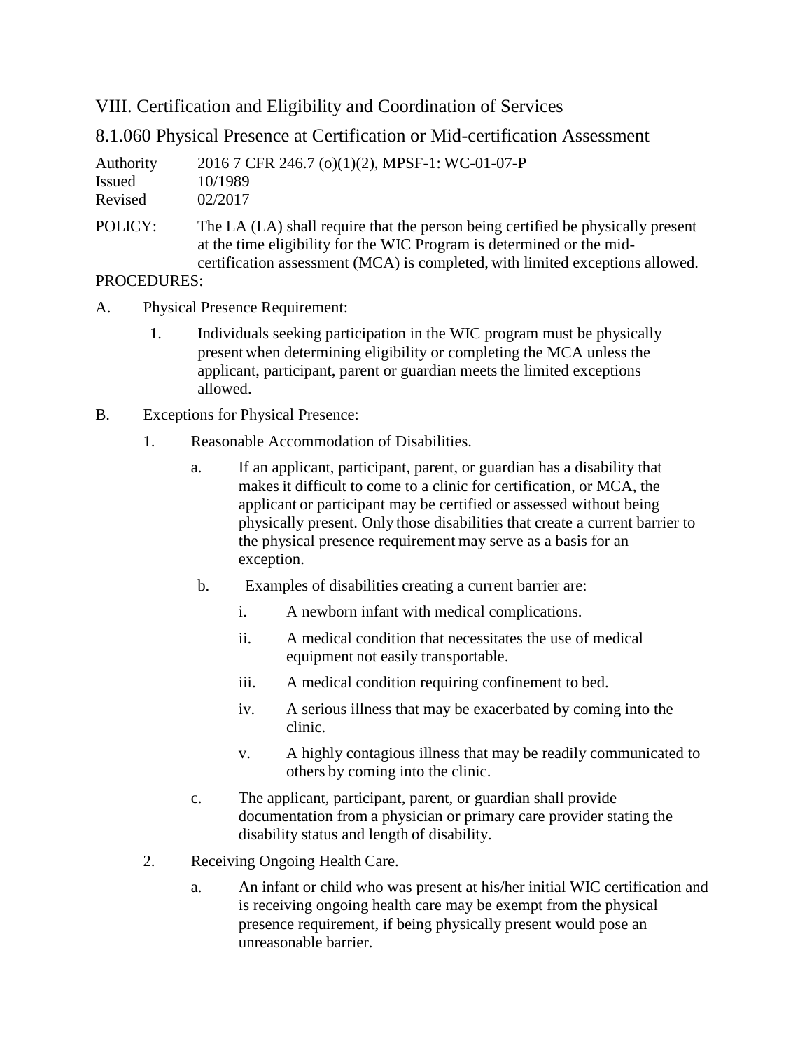# VIII. Certification and Eligibility and Coordination of Services

## 8.1.060 Physical Presence at Certification or Mid-certification Assessment

Authority 2016 7 CFR 246.7 (o)(1)(2), MPSF-1: WC-01-07-P
Issued 10/1989
Revised 02/2017

POLICY: The LA (LA) shall require that the person being certified be physically present at the time eligibility for the WIC Program is determined or the mid-certification assessment (MCA) is completed, with limited exceptions allowed.

PROCEDURES:

A. Physical Presence Requirement:

1. Individuals seeking participation in the WIC program must be physically present when determining eligibility or completing the MCA unless the applicant, participant, parent or guardian meets the limited exceptions allowed.

B. Exceptions for Physical Presence:

1. Reasonable Accommodation of Disabilities.

   a. If an applicant, participant, parent, or guardian has a disability that makes it difficult to come to a clinic for certification, or MCA, the applicant or participant may be certified or assessed without being physically present. Only those disabilities that create a current barrier to the physical presence requirement may serve as a basis for an exception.

   b. Examples of disabilities creating a current barrier are:

      i. A newborn infant with medical complications.

      ii. A medical condition that necessitates the use of medical equipment not easily transportable.

      iii. A medical condition requiring confinement to bed.

      iv. A serious illness that may be exacerbated by coming into the clinic.

      v. A highly contagious illness that may be readily communicated to others by coming into the clinic.

   c. The applicant, participant, parent, or guardian shall provide documentation from a physician or primary care provider stating the disability status and length of disability.

2. Receiving Ongoing Health Care.

   a. An infant or child who was present at his/her initial WIC certification and is receiving ongoing health care may be exempt from the physical presence requirement, if being physically present would pose an unreasonable barrier.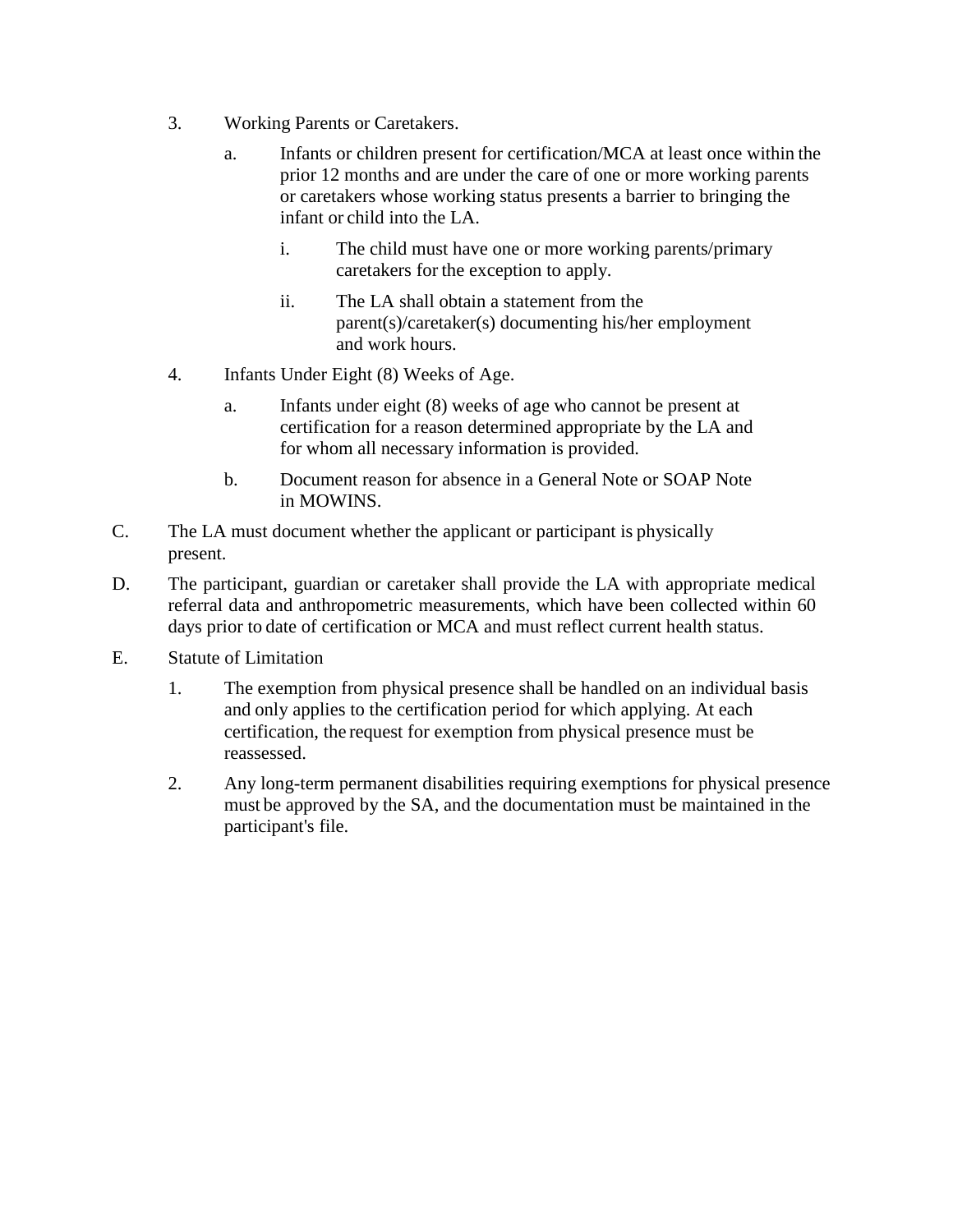3. Working Parents or Caretakers.

   a. Infants or children present for certification/MCA at least once within the prior 12 months and are under the care of one or more working parents or caretakers whose working status presents a barrier to bringing the infant or child into the LA.

      i. The child must have one or more working parents/primary caretakers for the exception to apply.

      ii. The LA shall obtain a statement from the parent(s)/caretaker(s) documenting his/her employment and work hours.

4. Infants Under Eight (8) Weeks of Age.

   a. Infants under eight (8) weeks of age who cannot be present at certification for a reason determined appropriate by the LA and for whom all necessary information is provided.

   b. Document reason for absence in a General Note or SOAP Note in MOWINS.

C. The LA must document whether the applicant or participant is physically present.

D. The participant, guardian or caretaker shall provide the LA with appropriate medical referral data and anthropometric measurements, which have been collected within 60 days prior to date of certification or MCA and must reflect current health status.

E. Statute of Limitation

   1. The exemption from physical presence shall be handled on an individual basis and only applies to the certification period for which applying. At each certification, the request for exemption from physical presence must be reassessed.

   2. Any long-term permanent disabilities requiring exemptions for physical presence must be approved by the SA, and the documentation must be maintained in the participant's file.